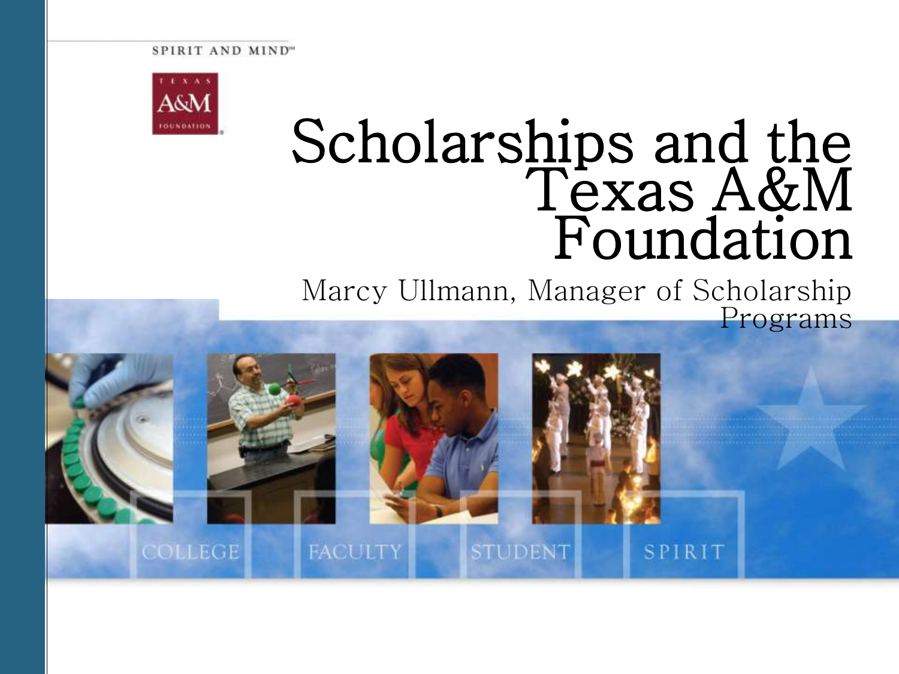SPIRIT AND MIND™

# Scholarships and the Texas A&M Foundation

Marcy Ullmann, Manager of Scholarship Programs

COLLEGE FACULTY STUDENT SPIRIT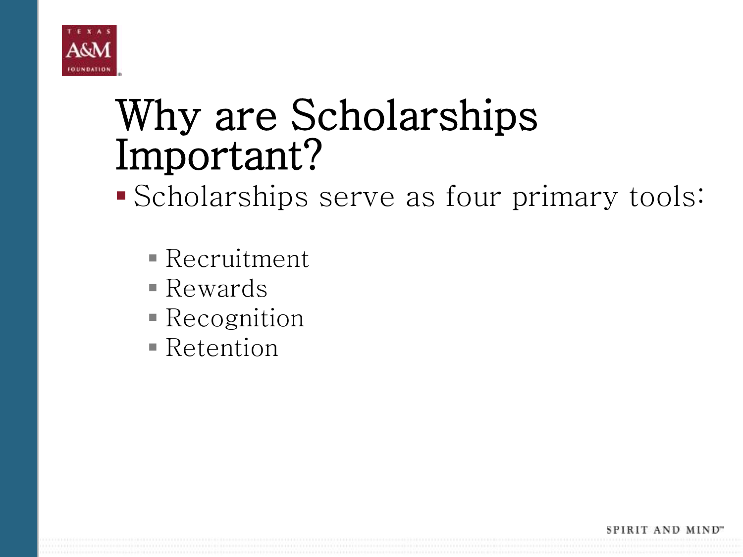# Why are Scholarships Important?

- Scholarships serve as four primary tools:
  - Recruitment
  - Rewards
  - Recognition
  - Retention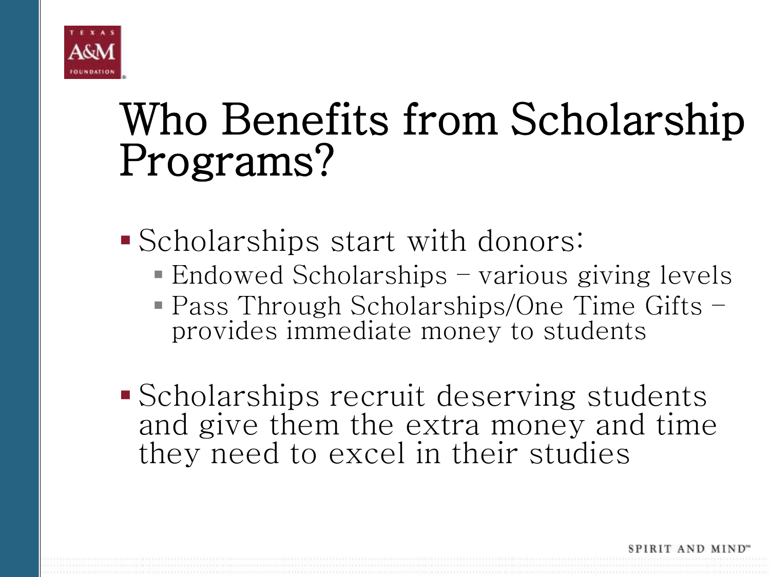# Who Benefits from Scholarship Programs?

- Scholarships start with donors:
  - Endowed Scholarships – various giving levels
  - Pass Through Scholarships/One Time Gifts – provides immediate money to students
- Scholarships recruit deserving students and give them the extra money and time they need to excel in their studies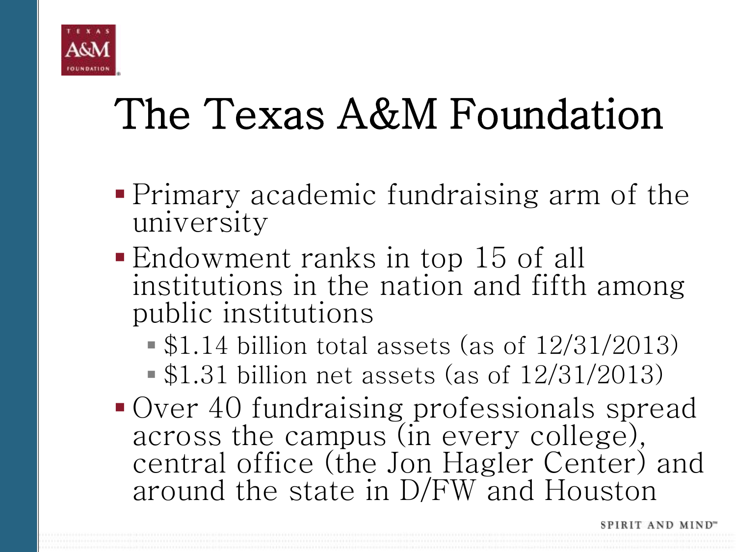# The Texas A&M Foundation

- Primary academic fundraising arm of the university
- Endowment ranks in top 15 of all institutions in the nation and fifth among public institutions
  - $1.14 billion total assets (as of 12/31/2013)
  - $1.31 billion net assets (as of 12/31/2013)
- Over 40 fundraising professionals spread across the campus (in every college), central office (the Jon Hagler Center) and around the state in D/FW and Houston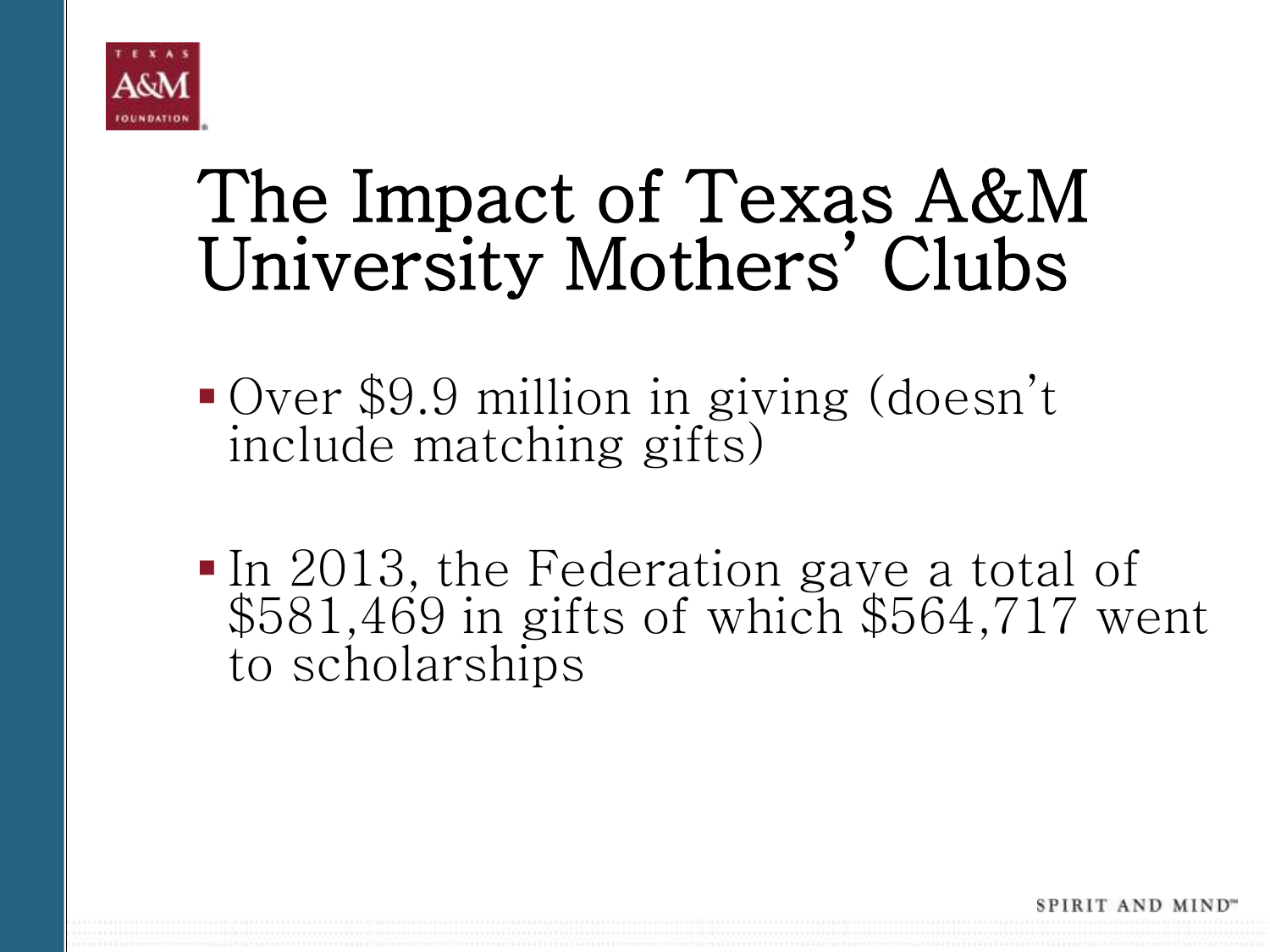# The Impact of Texas A&M University Mothers' Clubs

- Over $9.9 million in giving (doesn't include matching gifts)
- In 2013, the Federation gave a total of $581,469 in gifts of which $564,717 went to scholarships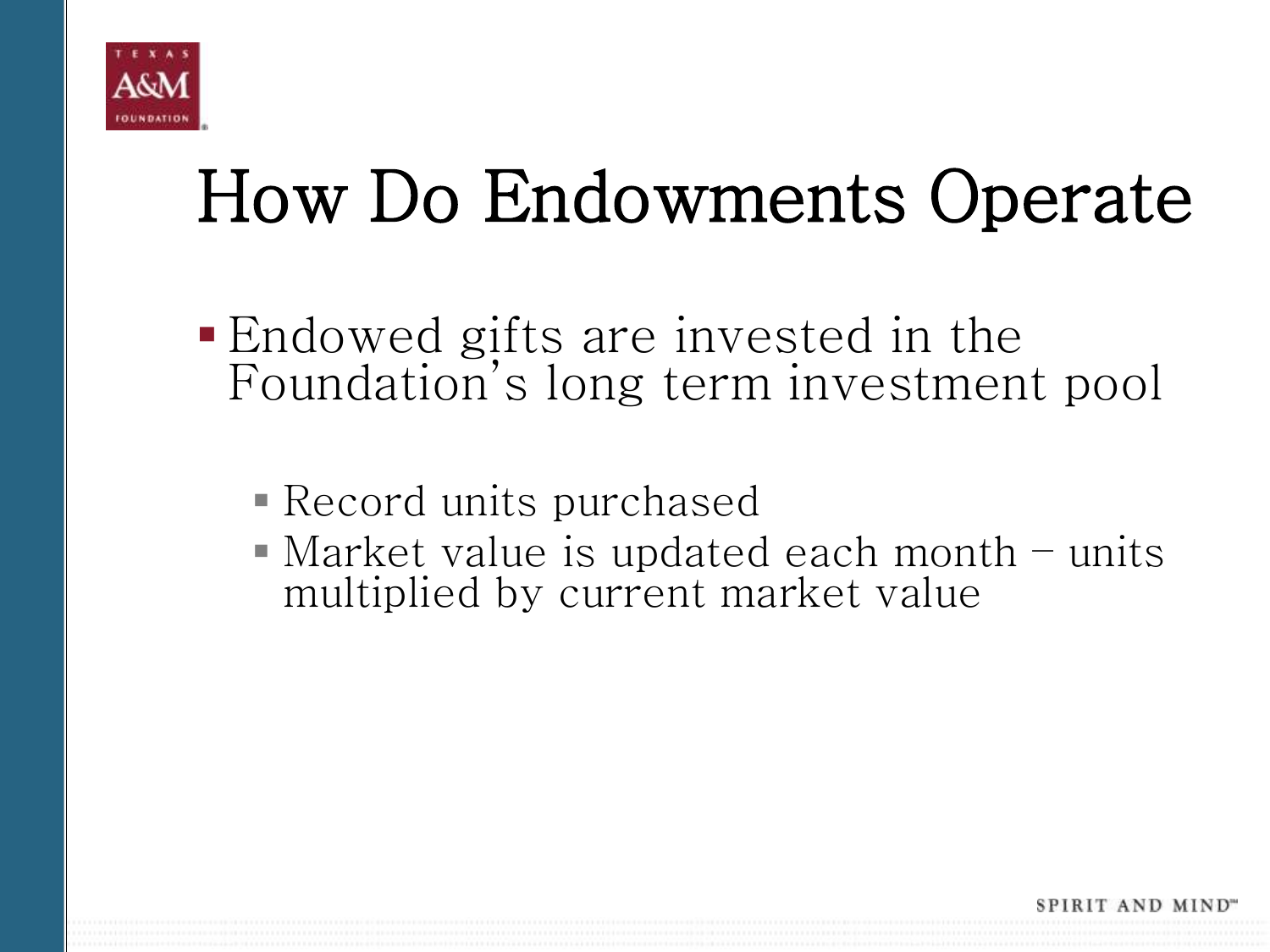# How Do Endowments Operate

- Endowed gifts are invested in the Foundation's long term investment pool
  - Record units purchased
  - Market value is updated each month – units multiplied by current market value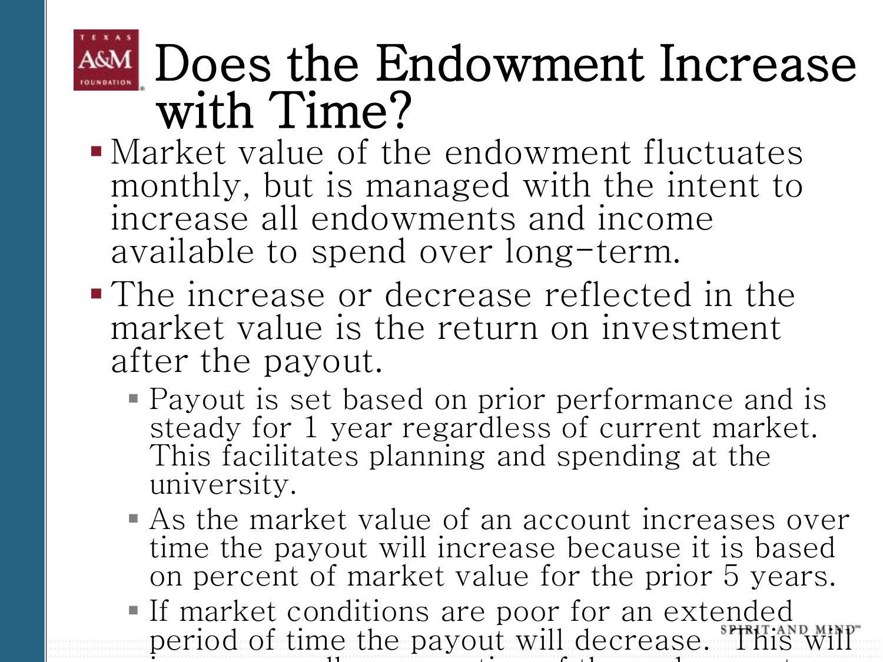# Does the Endowment Increase with Time?

- Market value of the endowment fluctuates monthly, but is managed with the intent to increase all endowments and income available to spend over long-term.
- The increase or decrease reflected in the market value is the return on investment after the payout.
  - Payout is set based on prior performance and is steady for 1 year regardless of current market. This facilitates planning and spending at the university.
  - As the market value of an account increases over time the payout will increase because it is based on percent of market value for the prior 5 years.
  - If market conditions are poor for an extended period of time the payout will decrease. This will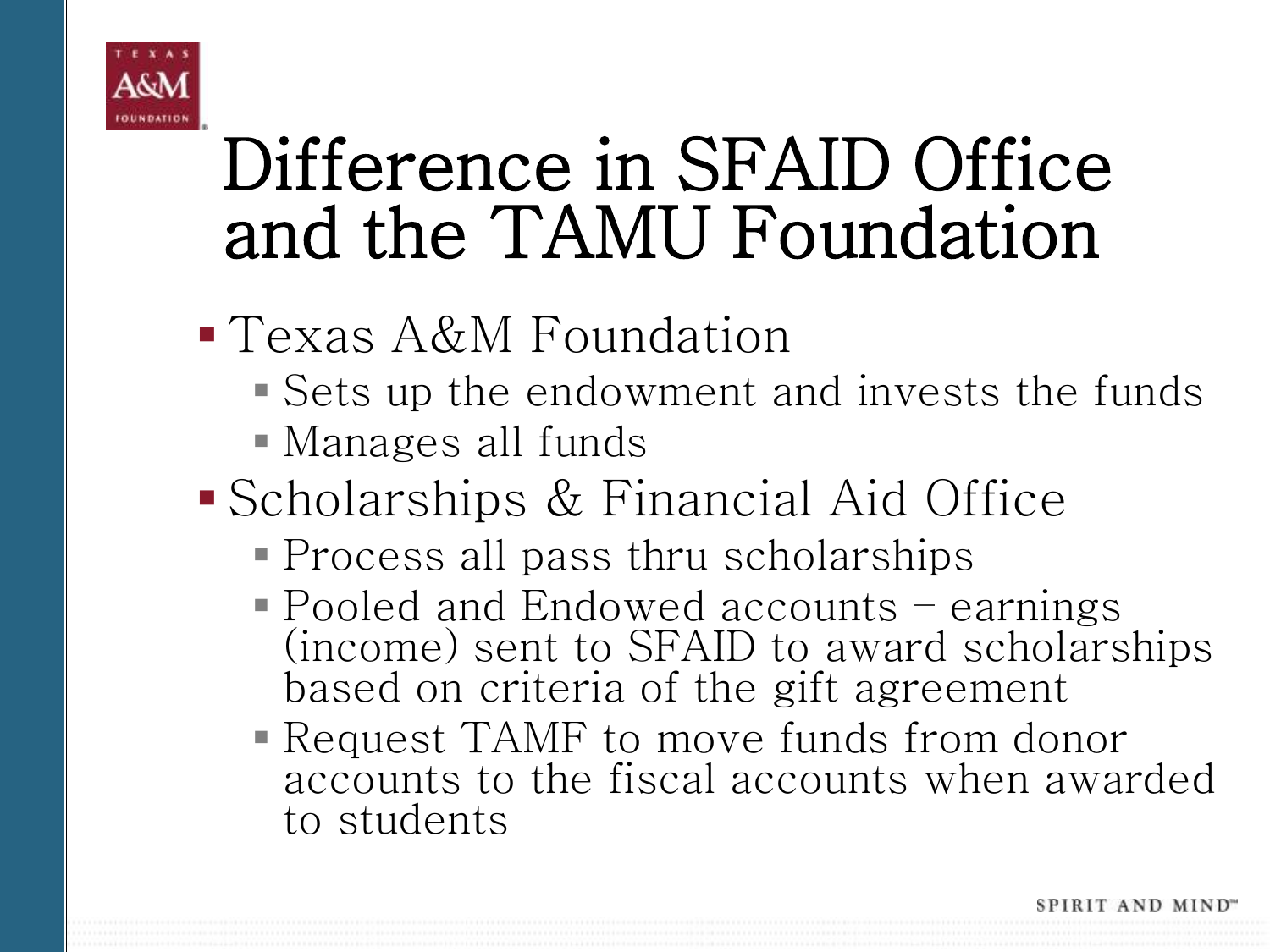# Difference in SFAID Office and the TAMU Foundation

- Texas A&M Foundation
  - Sets up the endowment and invests the funds
  - Manages all funds
- Scholarships & Financial Aid Office
  - Process all pass thru scholarships
  - Pooled and Endowed accounts – earnings (income) sent to SFAID to award scholarships based on criteria of the gift agreement
  - Request TAMF to move funds from donor accounts to the fiscal accounts when awarded to students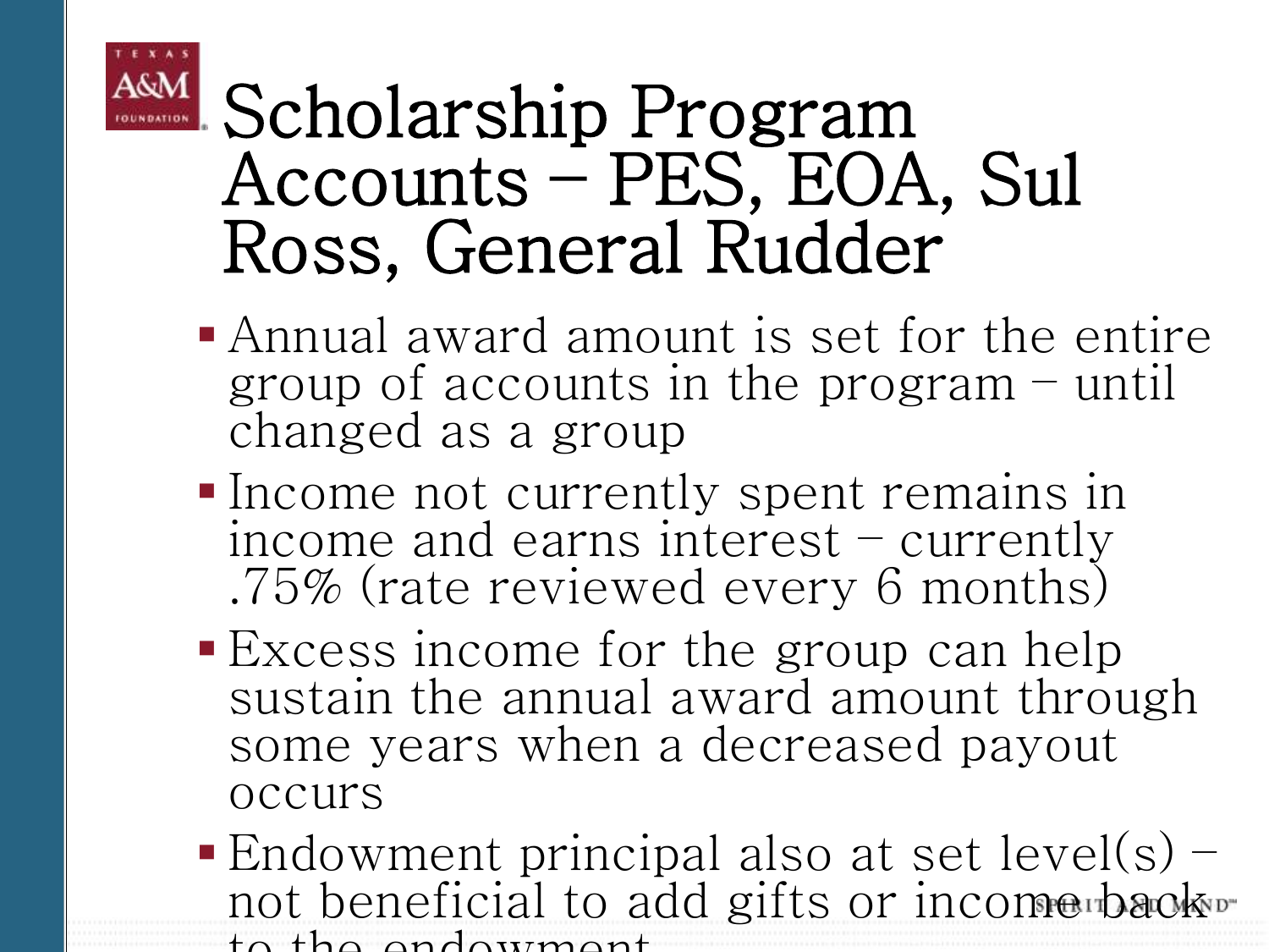# Scholarship Program Accounts – PES, EOA, Sul Ross, General Rudder

- Annual award amount is set for the entire group of accounts in the program – until changed as a group
- Income not currently spent remains in income and earns interest – currently .75% (rate reviewed every 6 months)
- Excess income for the group can help sustain the annual award amount through some years when a decreased payout occurs
- Endowment principal also at set level(s) – not beneficial to add gifts or income back to the endowment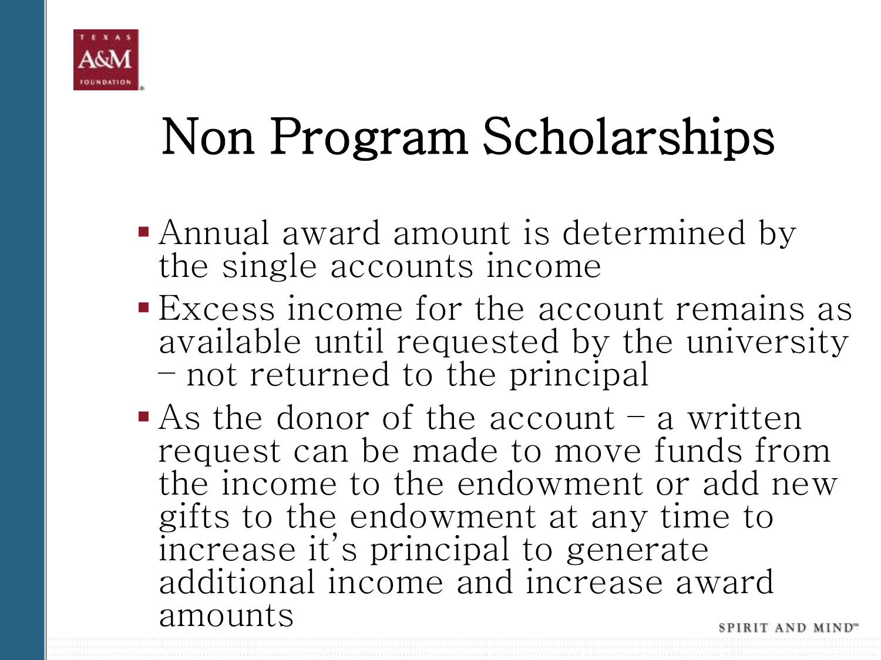# Non Program Scholarships

- Annual award amount is determined by the single accounts income
- Excess income for the account remains as available until requested by the university – not returned to the principal
- As the donor of the account – a written request can be made to move funds from the income to the endowment or add new gifts to the endowment at any time to increase it's principal to generate additional income and increase award amounts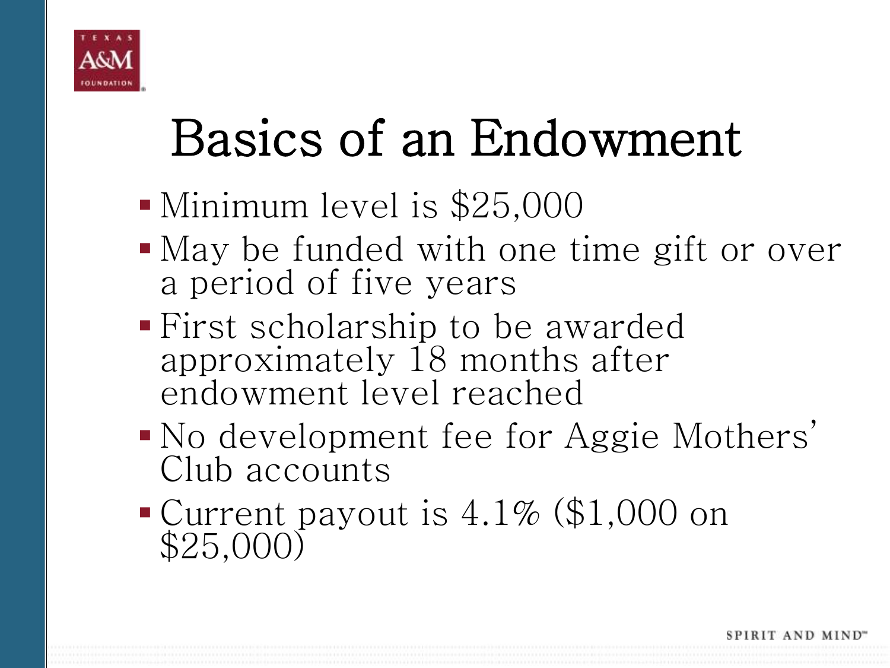# Basics of an Endowment

- Minimum level is $25,000
- May be funded with one time gift or over a period of five years
- First scholarship to be awarded approximately 18 months after endowment level reached
- No development fee for Aggie Mothers' Club accounts
- Current payout is 4.1% ($1,000 on $25,000)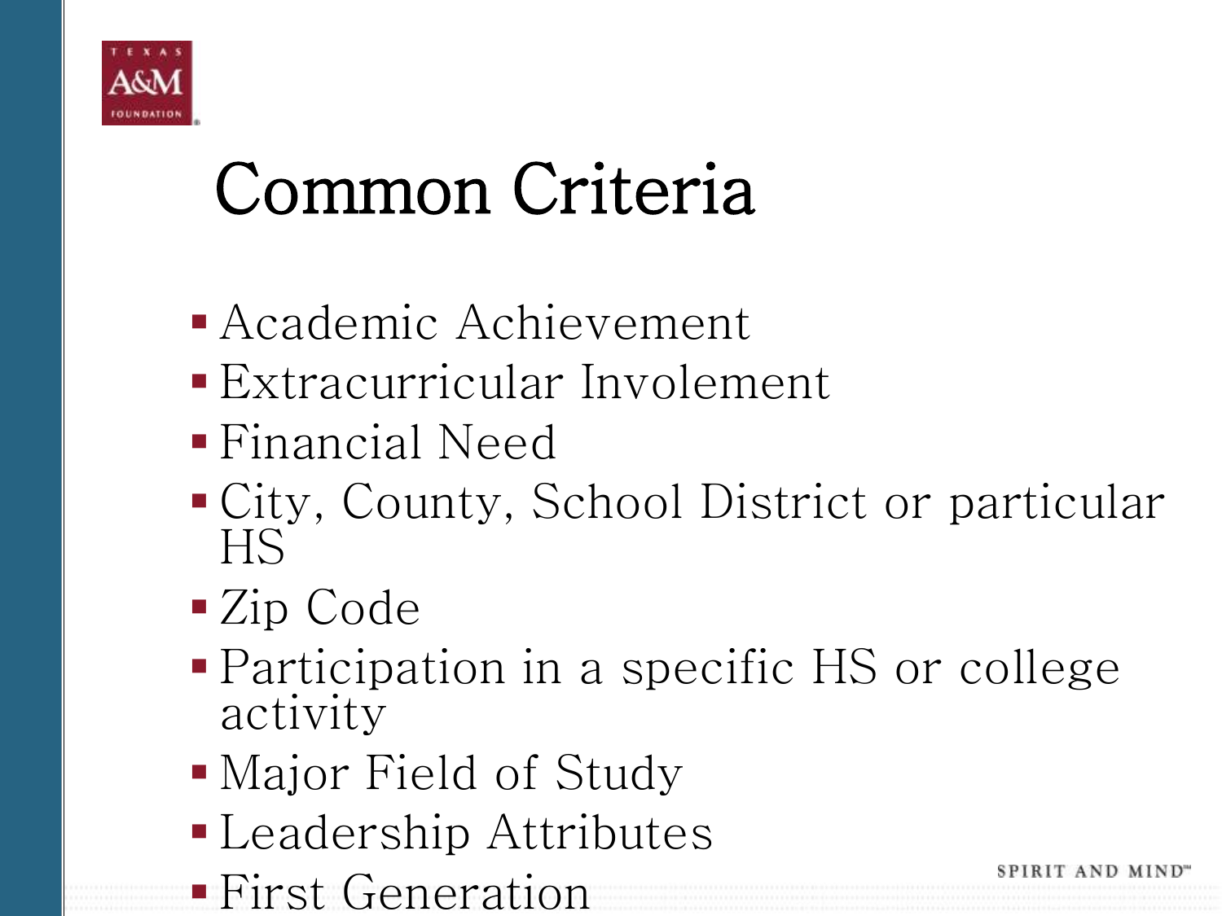# Common Criteria

- Academic Achievement
- Extracurricular Involement
- Financial Need
- City, County, School District or particular HS
- Zip Code
- Participation in a specific HS or college activity
- Major Field of Study
- Leadership Attributes
- First Generation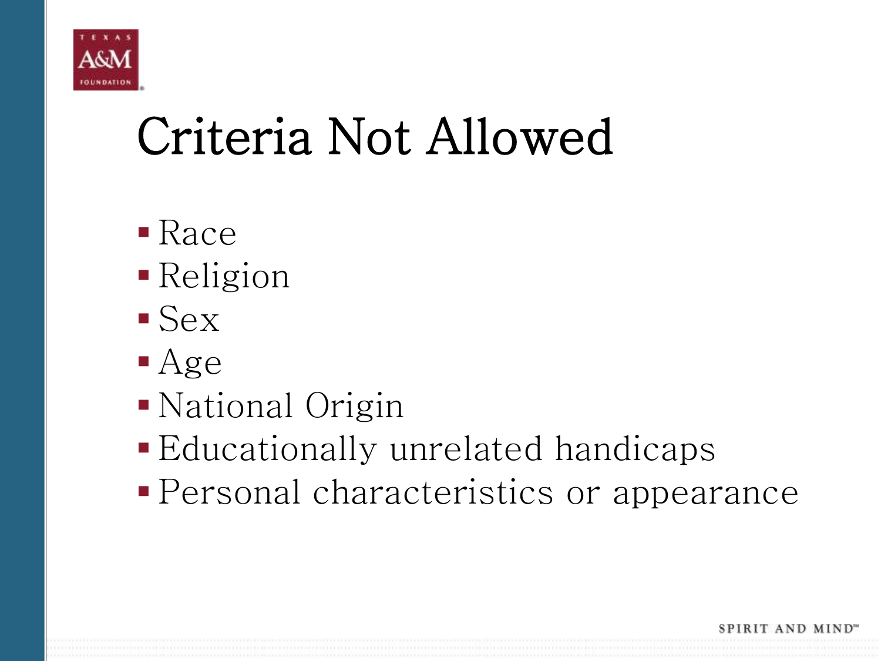# Criteria Not Allowed

- Race
- Religion
- Sex
- Age
- National Origin
- Educationally unrelated handicaps
- Personal characteristics or appearance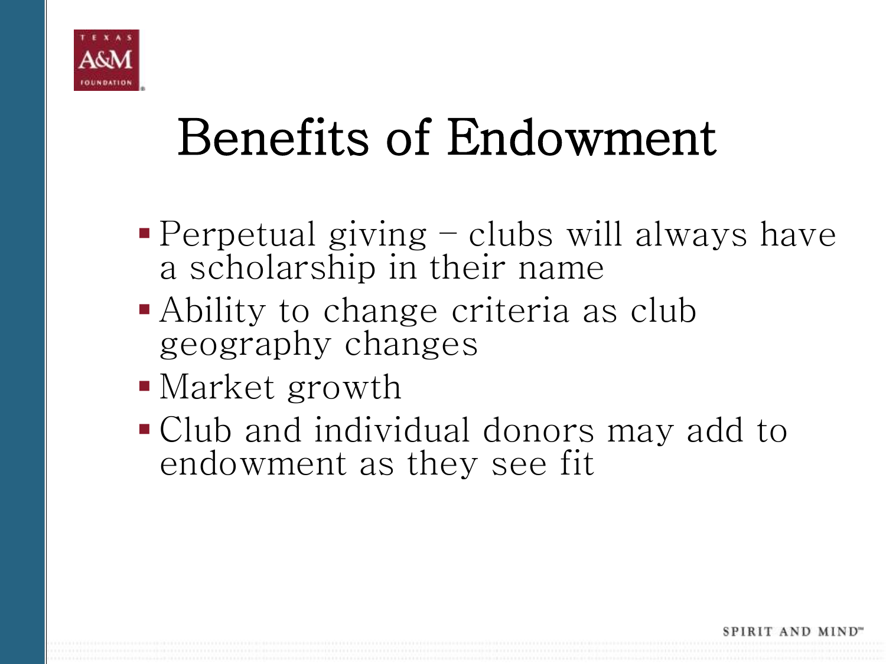# Benefits of Endowment

- Perpetual giving – clubs will always have a scholarship in their name
- Ability to change criteria as club geography changes
- Market growth
- Club and individual donors may add to endowment as they see fit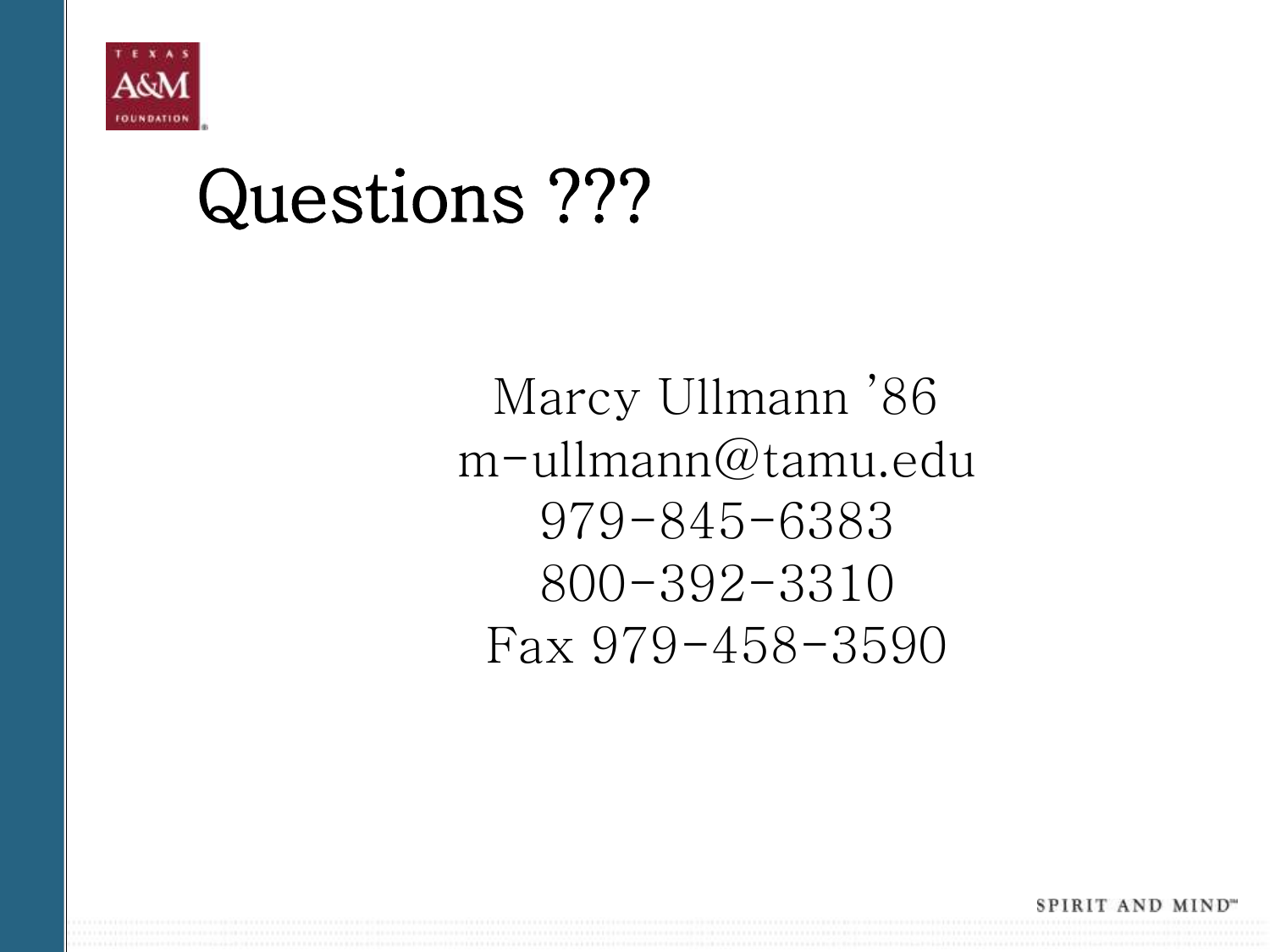# Questions ???

Marcy Ullmann ’86
m-ullmann@tamu.edu
979-845-6383
800-392-3310
Fax 979-458-3590